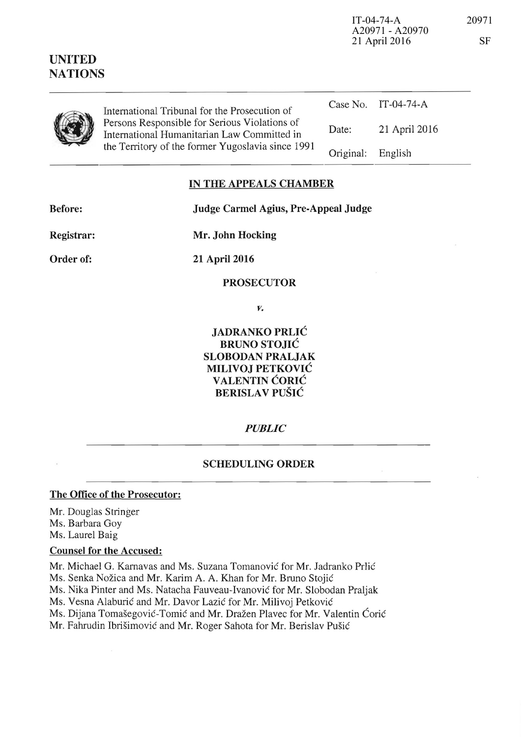IT-04-74-A
A20971 - A20970
21 April 2016

20971

SF

**UNITED NATIONS**

International Tribunal for the Prosecution of Persons Responsible for Serious Violations of International Humanitarian Law Committed in the Territory of the former Yugoslavia since 1991

| | |
|---|---|
| Case No. | IT-04-74-A |
| Date: | 21 April 2016 |
| Original: | English |

## IN THE APPEALS CHAMBER

**Before:** **Judge Carmel Agius, Pre-Appeal Judge**

**Registrar:** **Mr. John Hocking**

**Order of:** **21 April 2016**

**PROSECUTOR**

*v.*

**JADRANKO PRLIĆ**
**BRUNO STOJIĆ**
**SLOBODAN PRALJAK**
**MILIVOJ PETKOVIĆ**
**VALENTIN ĆORIĆ**
**BERISLAV PUŠIĆ**

***PUBLIC***

## SCHEDULING ORDER

**The Office of the Prosecutor:**

Mr. Douglas Stringer
Ms. Barbara Goy
Ms. Laurel Baig

**Counsel for the Accused:**

Mr. Michael G. Karnavas and Ms. Suzana Tomanović for Mr. Jadranko Prlić
Ms. Senka Nožica and Mr. Karim A. A. Khan for Mr. Bruno Stojić
Ms. Nika Pinter and Ms. Natacha Fauveau-Ivanović for Mr. Slobodan Praljak
Ms. Vesna Alaburić and Mr. Davor Lazić for Mr. Milivoj Petković
Ms. Dijana Tomašegović-Tomić and Mr. Dražen Plavec for Mr. Valentin Ćorić
Mr. Fahrudin Ibrišimović and Mr. Roger Sahota for Mr. Berislav Pušić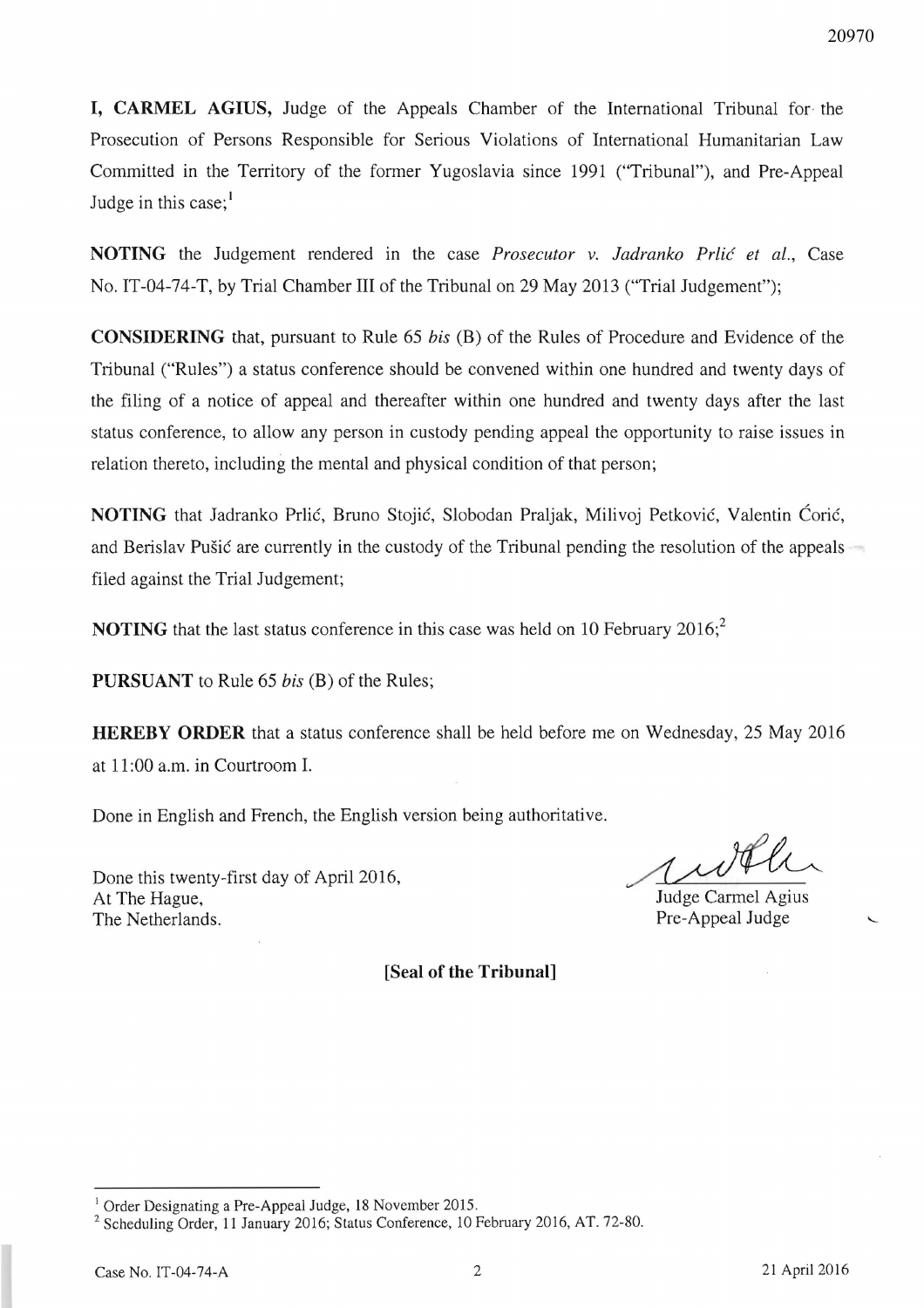**I, CARMEL AGIUS,** Judge of the Appeals Chamber of the International Tribunal for the Prosecution of Persons Responsible for Serious Violations of International Humanitarian Law Committed in the Territory of the former Yugoslavia since 1991 ("Tribunal"), and Pre-Appeal Judge in this case;[1]

**NOTING** the Judgement rendered in the case *Prosecutor v. Jadranko Prlić et al.*, Case No. IT-04-74-T, by Trial Chamber III of the Tribunal on 29 May 2013 ("Trial Judgement");

**CONSIDERING** that, pursuant to Rule 65 *bis* (B) of the Rules of Procedure and Evidence of the Tribunal ("Rules") a status conference should be convened within one hundred and twenty days of the filing of a notice of appeal and thereafter within one hundred and twenty days after the last status conference, to allow any person in custody pending appeal the opportunity to raise issues in relation thereto, including the mental and physical condition of that person;

**NOTING** that Jadranko Prlić, Bruno Stojić, Slobodan Praljak, Milivoj Petković, Valentin Ćorić, and Berislav Pušić are currently in the custody of the Tribunal pending the resolution of the appeals filed against the Trial Judgement;

**NOTING** that the last status conference in this case was held on 10 February 2016;[2]

**PURSUANT** to Rule 65 *bis* (B) of the Rules;

**HEREBY ORDER** that a status conference shall be held before me on Wednesday, 25 May 2016 at 11:00 a.m. in Courtroom I.

Done in English and French, the English version being authoritative.

Done this twenty-first day of April 2016,
At The Hague,
The Netherlands.

Judge Carmel Agius
Pre-Appeal Judge

**[Seal of the Tribunal]**

---

[1] Order Designating a Pre-Appeal Judge, 18 November 2015.

[2] Scheduling Order, 11 January 2016; Status Conference, 10 February 2016, AT. 72-80.